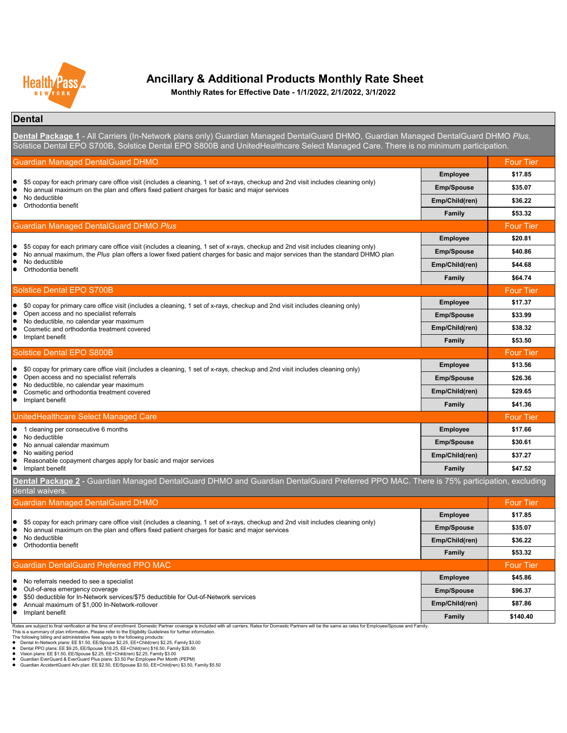# Ancillary & Additional Products Monthly Rate Sheet

**Monthly Rates for Effective Date - 1/1/2022, 2/1/2022, 3/1/2022**

## Dental

**Dental Package 1** - All Carriers (In-Network plans only) Guardian Managed DentalGuard DHMO, Guardian Managed DentalGuard DHMO *Plus,* Solstice Dental EPO S700B, Solstice Dental EPO S800B and UnitedHealthcare Select Managed Care. There is no minimum participation.

### Guardian Managed DentalGuard DHMO

- $5 copay for each primary care office visit (includes a cleaning, 1 set of x-rays, checkup and 2nd visit includes cleaning only)
- No annual maximum on the plan and offers fixed patient charges for basic and major services
- No deductible
- Orthodontia benefit

| | Four Tier |
|---|---|
| **Employee** | **$17.85** |
| **Emp/Spouse** | **$35.07** |
| **Emp/Child(ren)** | **$36.22** |
| **Family** | **$53.32** |

### Guardian Managed DentalGuard DHMO *Plus*

- $5 copay for each primary care office visit (includes a cleaning, 1 set of x-rays, checkup and 2nd visit includes cleaning only)
- No annual maximum, the *Plus* plan offers a lower fixed patient charges for basic and major services than the standard DHMO plan
- No deductible
- Orthodontia benefit

| | Four Tier |
|---|---|
| **Employee** | **$20.81** |
| **Emp/Spouse** | **$40.86** |
| **Emp/Child(ren)** | **$44.68** |
| **Family** | **$64.74** |

### Solstice Dental EPO S700B

- $0 copay for primary care office visit (includes a cleaning, 1 set of x-rays, checkup and 2nd visit includes cleaning only)
- Open access and no specialist referrals
- No deductible, no calendar year maximum
- Cosmetic and orthodontia treatment covered
- Implant benefit

| | Four Tier |
|---|---|
| **Employee** | **$17.37** |
| **Emp/Spouse** | **$33.99** |
| **Emp/Child(ren)** | **$38.32** |
| **Family** | **$53.50** |

### Solstice Dental EPO S800B

- $0 copay for primary care office visit (includes a cleaning, 1 set of x-rays, checkup and 2nd visit includes cleaning only)
- Open access and no specialist referrals
- No deductible, no calendar year maximum
- Cosmetic and orthodontia treatment covered
- Implant benefit

| | Four Tier |
|---|---|
| **Employee** | **$13.56** |
| **Emp/Spouse** | **$26.36** |
| **Emp/Child(ren)** | **$29.65** |
| **Family** | **$41.36** |

### UnitedHealthcare Select Managed Care

- 1 cleaning per consecutive 6 months
- No deductible
- No annual calendar maximum
- No waiting period
- Reasonable copayment charges apply for basic and major services
- Implant benefit

| | Four Tier |
|---|---|
| **Employee** | **$17.66** |
| **Emp/Spouse** | **$30.61** |
| **Emp/Child(ren)** | **$37.27** |
| **Family** | **$47.52** |

**Dental Package 2** - Guardian Managed DentalGuard DHMO and Guardian DentalGuard Preferred PPO MAC. There is 75% participation, excluding dental waivers.

### Guardian Managed DentalGuard DHMO

- $5 copay for each primary care office visit (includes a cleaning, 1 set of x-rays, checkup and 2nd visit includes cleaning only)
- No annual maximum on the plan and offers fixed patient charges for basic and major services
- No deductible
- Orthodontia benefit

| | Four Tier |
|---|---|
| **Employee** | **$17.85** |
| **Emp/Spouse** | **$35.07** |
| **Emp/Child(ren)** | **$36.22** |
| **Family** | **$53.32** |

### Guardian DentalGuard Preferred PPO MAC

- No referrals needed to see a specialist
- Out-of-area emergency coverage
- $50 deductible for In-Network services/$75 deductible for Out-of-Network services
- Annual maximum of $1,000 In-Network-rollover
- Implant benefit

| | Four Tier |
|---|---|
| **Employee** | **$45.86** |
| **Emp/Spouse** | **$96.37** |
| **Emp/Child(ren)** | **$87.86** |
| **Family** | **$140.40** |

Rates are subject to final verification at the time of enrollment. Domestic Partner coverage is included with all carriers. Rates for Domestic Partners will be the same as rates for Employee/Spouse and Family.
This is a summary of plan information. Please refer to the Eligibility Guidelines for further information.
The following billing and administrative fees apply to the following products:

- Dental In-Network plans: EE $1.50, EE/Spouse $2.25, EE+Child(ren) $2.25, Family $3.00
- Dental PPO plans: EE $9.25, EE/Spouse $18.25, EE+Child(ren) $16.50, Family $26.50
- Vision plans: EE $1.50, EE/Spouse $2.25, EE+Child(ren) $2.25, Family $3.00
- Guardian EverGuard & EverGuard Plus plans: $3.50 Per Employee Per Month (PEPM)
- Guardian AccidentGuard Adv plan: EE $2.50, EE/Spouse $3.50, EE+Child(ren) $3.50, Family $5.50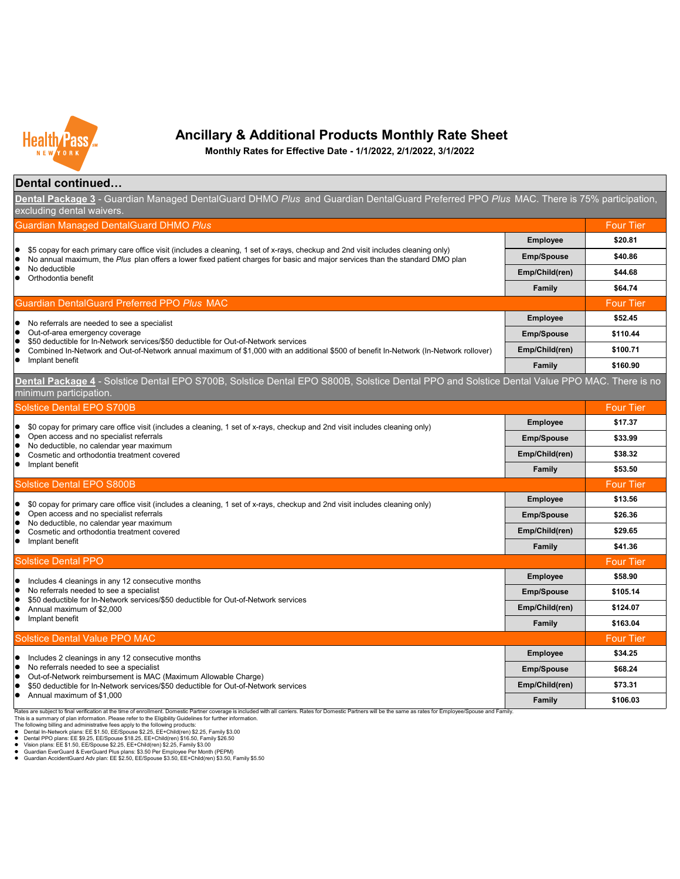# Ancillary & Additional Products Monthly Rate Sheet

**Monthly Rates for Effective Date - 1/1/2022, 2/1/2022, 3/1/2022**

## Dental continued…

**Dental Package 3** - Guardian Managed DentalGuard DHMO *Plus* and Guardian DentalGuard Preferred PPO *Plus* MAC. There is 75% participation, excluding dental waivers.

### Guardian Managed DentalGuard DHMO *Plus*

- $5 copay for each primary care office visit (includes a cleaning, 1 set of x-rays, checkup and 2nd visit includes cleaning only)
- No annual maximum, the *Plus* plan offers a lower fixed patient charges for basic and major services than the standard DMO plan
- No deductible
- Orthodontia benefit

| Four Tier | |
|---|---|
| Employee | $20.81 |
| Emp/Spouse | $40.86 |
| Emp/Child(ren) | $44.68 |
| Family | $64.74 |

### Guardian DentalGuard Preferred PPO *Plus* MAC

- No referrals are needed to see a specialist
- Out-of-area emergency coverage
- $50 deductible for In-Network services/$50 deductible for Out-of-Network services
- Combined In-Network and Out-of-Network annual maximum of $1,000 with an additional $500 of benefit In-Network (In-Network rollover)
- Implant benefit

| Four Tier | |
|---|---|
| Employee | $52.45 |
| Emp/Spouse | $110.44 |
| Emp/Child(ren) | $100.71 |
| Family | $160.90 |

**Dental Package 4** - Solstice Dental EPO S700B, Solstice Dental EPO S800B, Solstice Dental PPO and Solstice Dental Value PPO MAC. There is no minimum participation.

### Solstice Dental EPO S700B

- $0 copay for primary care office visit (includes a cleaning, 1 set of x-rays, checkup and 2nd visit includes cleaning only)
- Open access and no specialist referrals
- No deductible, no calendar year maximum
- Cosmetic and orthodontia treatment covered
- Implant benefit

| Four Tier | |
|---|---|
| Employee | $17.37 |
| Emp/Spouse | $33.99 |
| Emp/Child(ren) | $38.32 |
| Family | $53.50 |

### Solstice Dental EPO S800B

- $0 copay for primary care office visit (includes a cleaning, 1 set of x-rays, checkup and 2nd visit includes cleaning only)
- Open access and no specialist referrals
- No deductible, no calendar year maximum
- Cosmetic and orthodontia treatment covered
- Implant benefit

| Four Tier | |
|---|---|
| Employee | $13.56 |
| Emp/Spouse | $26.36 |
| Emp/Child(ren) | $29.65 |
| Family | $41.36 |

### Solstice Dental PPO

- Includes 4 cleanings in any 12 consecutive months
- No referrals needed to see a specialist
- $50 deductible for In-Network services/$50 deductible for Out-of-Network services
- Annual maximum of $2,000
- Implant benefit

| Four Tier | |
|---|---|
| Employee | $58.90 |
| Emp/Spouse | $105.14 |
| Emp/Child(ren) | $124.07 |
| Family | $163.04 |

### Solstice Dental Value PPO MAC

- Includes 2 cleanings in any 12 consecutive months
- No referrals needed to see a specialist
- Out-of-Network reimbursement is MAC (Maximum Allowable Charge)
- $50 deductible for In-Network services/$50 deductible for Out-of-Network services
- Annual maximum of $1,000

| Four Tier | |
|---|---|
| Employee | $34.25 |
| Emp/Spouse | $68.24 |
| Emp/Child(ren) | $73.31 |
| Family | $106.03 |

Rates are subject to final verification at the time of enrollment. Domestic Partner coverage is included with all carriers. Rates for Domestic Partners will be the same as rates for Employee/Spouse and Family.
This is a summary of plan information. Please refer to the Eligibility Guidelines for further information.
The following billing and administrative fees apply to the following products:

- Dental In-Network plans: EE $1.50, EE/Spouse $2.25, EE+Child(ren) $2.25, Family $3.00
- Dental PPO plans: EE $9.25, EE/Spouse $18.25, EE+Child(ren) $16.50, Family $26.50
- Vision plans: EE $1.50, EE/Spouse $2.25, EE+Child(ren) $2.25, Family $3.00
- Guardian EverGuard & EverGuard Plus plans: $3.50 Per Employee Per Month (PEPM)
- Guardian AccidentGuard Adv plan: EE $2.50, EE/Spouse $3.50, EE+Child(ren) $3.50, Family $5.50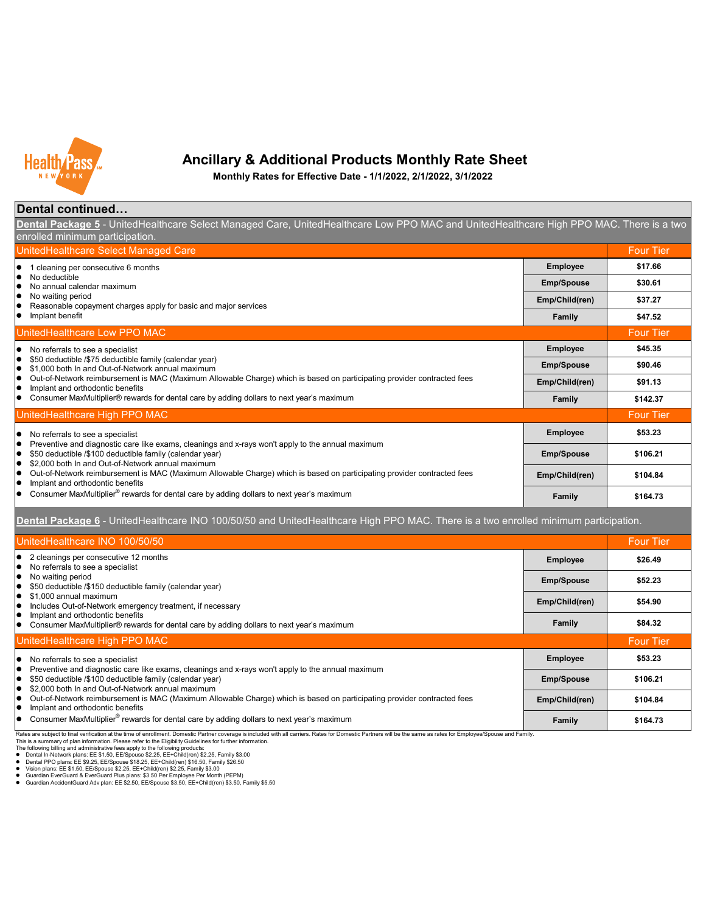# Ancillary & Additional Products Monthly Rate Sheet

**Monthly Rates for Effective Date - 1/1/2022, 2/1/2022, 3/1/2022**

## Dental continued…

**Dental Package 5** - UnitedHealthcare Select Managed Care, UnitedHealthcare Low PPO MAC and UnitedHealthcare High PPO MAC. There is a two enrolled minimum participation.

| UnitedHealthcare Select Managed Care | | Four Tier |
|---|---|---|
| • 1 cleaning per consecutive 6 months<br>• No deductible<br>• No annual calendar maximum<br>• No waiting period<br>• Reasonable copayment charges apply for basic and major services<br>• Implant benefit | Employee | $17.66 |
| | Emp/Spouse | $30.61 |
| | Emp/Child(ren) | $37.27 |
| | Family | $47.52 |

| UnitedHealthcare Low PPO MAC | | Four Tier |
|---|---|---|
| • No referrals to see a specialist<br>• $50 deductible /$75 deductible family (calendar year)<br>• $1,000 both In and Out-of-Network annual maximum<br>• Out-of-Network reimbursement is MAC (Maximum Allowable Charge) which is based on participating provider contracted fees<br>• Implant and orthodontic benefits<br>• Consumer MaxMultiplier® rewards for dental care by adding dollars to next year's maximum | Employee | $45.35 |
| | Emp/Spouse | $90.46 |
| | Emp/Child(ren) | $91.13 |
| | Family | $142.37 |

| UnitedHealthcare High PPO MAC | | Four Tier |
|---|---|---|
| • No referrals to see a specialist<br>• Preventive and diagnostic care like exams, cleanings and x-rays won't apply to the annual maximum<br>• $50 deductible /$100 deductible family (calendar year)<br>• $2,000 both In and Out-of-Network annual maximum<br>• Out-of-Network reimbursement is MAC (Maximum Allowable Charge) which is based on participating provider contracted fees<br>• Implant and orthodontic benefits<br>• Consumer MaxMultiplier® rewards for dental care by adding dollars to next year's maximum | Employee | $53.23 |
| | Emp/Spouse | $106.21 |
| | Emp/Child(ren) | $104.84 |
| | Family | $164.73 |

**Dental Package 6** - UnitedHealthcare INO 100/50/50 and UnitedHealthcare High PPO MAC. There is a two enrolled minimum participation.

| UnitedHealthcare INO 100/50/50 | | Four Tier |
|---|---|---|
| • 2 cleanings per consecutive 12 months<br>• No referrals to see a specialist<br>• No waiting period<br>• $50 deductible /$150 deductible family (calendar year)<br>• $1,000 annual maximum<br>• Includes Out-of-Network emergency treatment, if necessary<br>• Implant and orthodontic benefits<br>• Consumer MaxMultiplier® rewards for dental care by adding dollars to next year's maximum | Employee | $26.49 |
| | Emp/Spouse | $52.23 |
| | Emp/Child(ren) | $54.90 |
| | Family | $84.32 |

| UnitedHealthcare High PPO MAC | | Four Tier |
|---|---|---|
| • No referrals to see a specialist<br>• Preventive and diagnostic care like exams, cleanings and x-rays won't apply to the annual maximum<br>• $50 deductible /$100 deductible family (calendar year)<br>• $2,000 both In and Out-of-Network annual maximum<br>• Out-of-Network reimbursement is MAC (Maximum Allowable Charge) which is based on participating provider contracted fees<br>• Implant and orthodontic benefits<br>• Consumer MaxMultiplier® rewards for dental care by adding dollars to next year's maximum | Employee | $53.23 |
| | Emp/Spouse | $106.21 |
| | Emp/Child(ren) | $104.84 |
| | Family | $164.73 |

Rates are subject to final verification at the time of enrollment. Domestic Partner coverage is included with all carriers. Rates for Domestic Partners will be the same as rates for Employee/Spouse and Family.
This is a summary of plan information. Please refer to the Eligibility Guidelines for further information.
The following billing and administrative fees apply to the following products:

- Dental In-Network plans: EE $1.50, EE/Spouse $2.25, EE+Child(ren) $2.25, Family $3.00
- Dental PPO plans: EE $9.25, EE/Spouse $18.25, EE+Child(ren) $16.50, Family $26.50
- Vision plans: EE $1.50, EE/Spouse $2.25, EE+Child(ren) $2.25, Family $3.00
- Guardian EverGuard & EverGuard Plus plans: $3.50 Per Employee Per Month (PEPM)
- Guardian AccidentGuard Adv plan: EE $2.50, EE/Spouse $3.50, EE+Child(ren) $3.50, Family $5.50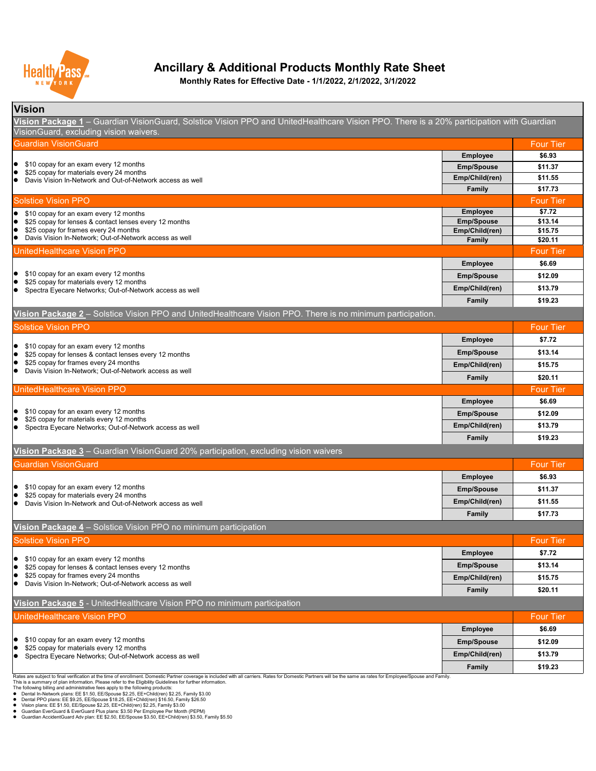# Ancillary & Additional Products Monthly Rate Sheet

**Monthly Rates for Effective Date - 1/1/2022, 2/1/2022, 3/1/2022**

## Vision

### Vision Package 1 – Guardian VisionGuard, Solstice Vision PPO and UnitedHealthcare Vision PPO. There is a 20% participation with Guardian VisionGuard, excluding vision waivers.

| Guardian VisionGuard | | Four Tier |
|---|---|---|
| • $10 copay for an exam every 12 months<br>• $25 copay for materials every 24 months<br>• Davis Vision In-Network and Out-of-Network access as well | **Employee** | **$6.93** |
| | **Emp/Spouse** | **$11.37** |
| | **Emp/Child(ren)** | **$11.55** |
| | **Family** | **$17.73** |

| Solstice Vision PPO | | Four Tier |
|---|---|---|
| • $10 copay for an exam every 12 months<br>• $25 copay for lenses & contact lenses every 12 months<br>• $25 copay for frames every 24 months<br>• Davis Vision In-Network; Out-of-Network access as well | **Employee** | **$7.72** |
| | **Emp/Spouse** | **$13.14** |
| | **Emp/Child(ren)** | **$15.75** |
| | **Family** | **$20.11** |

| UnitedHealthcare Vision PPO | | Four Tier |
|---|---|---|
| • $10 copay for an exam every 12 months<br>• $25 copay for materials every 12 months<br>• Spectra Eyecare Networks; Out-of-Network access as well | **Employee** | **$6.69** |
| | **Emp/Spouse** | **$12.09** |
| | **Emp/Child(ren)** | **$13.79** |
| | **Family** | **$19.23** |

### Vision Package 2 – Solstice Vision PPO and UnitedHealthcare Vision PPO. There is no minimum participation.

| Solstice Vision PPO | | Four Tier |
|---|---|---|
| • $10 copay for an exam every 12 months<br>• $25 copay for lenses & contact lenses every 12 months<br>• $25 copay for frames every 24 months<br>• Davis Vision In-Network; Out-of-Network access as well | **Employee** | **$7.72** |
| | **Emp/Spouse** | **$13.14** |
| | **Emp/Child(ren)** | **$15.75** |
| | **Family** | **$20.11** |

| UnitedHealthcare Vision PPO | | Four Tier |
|---|---|---|
| • $10 copay for an exam every 12 months<br>• $25 copay for materials every 12 months<br>• Spectra Eyecare Networks; Out-of-Network access as well | **Employee** | **$6.69** |
| | **Emp/Spouse** | **$12.09** |
| | **Emp/Child(ren)** | **$13.79** |
| | **Family** | **$19.23** |

### Vision Package 3 – Guardian VisionGuard 20% participation, excluding vision waivers

| Guardian VisionGuard | | Four Tier |
|---|---|---|
| • $10 copay for an exam every 12 months<br>• $25 copay for materials every 24 months<br>• Davis Vision In-Network and Out-of-Network access as well | **Employee** | **$6.93** |
| | **Emp/Spouse** | **$11.37** |
| | **Emp/Child(ren)** | **$11.55** |
| | **Family** | **$17.73** |

### Vision Package 4 – Solstice Vision PPO no minimum participation

| Solstice Vision PPO | | Four Tier |
|---|---|---|
| • $10 copay for an exam every 12 months<br>• $25 copay for lenses & contact lenses every 12 months<br>• $25 copay for frames every 24 months<br>• Davis Vision In-Network; Out-of-Network access as well | **Employee** | **$7.72** |
| | **Emp/Spouse** | **$13.14** |
| | **Emp/Child(ren)** | **$15.75** |
| | **Family** | **$20.11** |

### Vision Package 5 - UnitedHealthcare Vision PPO no minimum participation

| UnitedHealthcare Vision PPO | | Four Tier |
|---|---|---|
| • $10 copay for an exam every 12 months<br>• $25 copay for materials every 12 months<br>• Spectra Eyecare Networks; Out-of-Network access as well | **Employee** | **$6.69** |
| | **Emp/Spouse** | **$12.09** |
| | **Emp/Child(ren)** | **$13.79** |
| | **Family** | **$19.23** |

Rates are subject to final verification at the time of enrollment. Domestic Partner coverage is included with all carriers. Rates for Domestic Partners will be the same as rates for Employee/Spouse and Family.
This is a summary of plan information. Please refer to the Eligibility Guidelines for further information.
The following billing and administrative fees apply to the following products:

- Dental In-Network plans: EE $1.50, EE/Spouse $2.25, EE+Child(ren) $2.25, Family $3.00
- Dental PPO plans: EE $9.25, EE/Spouse $18.25, EE+Child(ren) $16.50, Family $26.50
- Vision plans: EE $1.50, EE/Spouse $2.25, EE+Child(ren) $2.25, Family $3.00
- Guardian EverGuard & EverGuard Plus plans: $3.50 Per Employee Per Month (PEPM)
- Guardian AccidentGuard Adv plan: EE $2.50, EE/Spouse $3.50, EE+Child(ren) $3.50, Family $5.50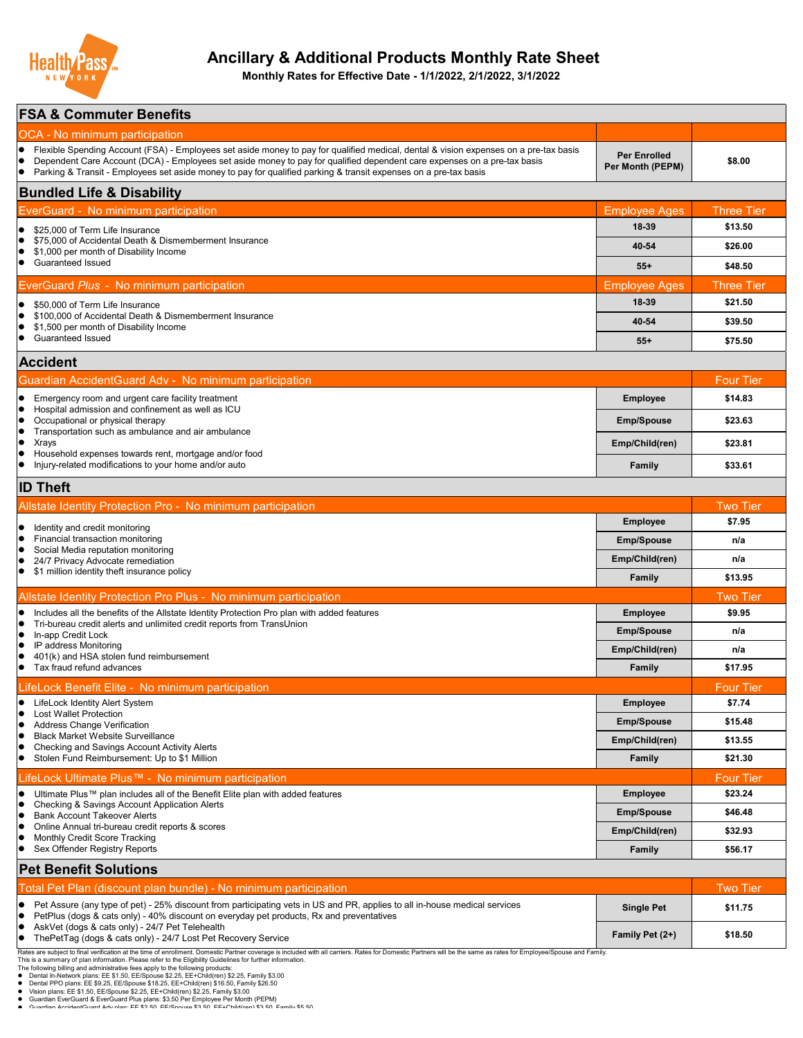# Ancillary & Additional Products Monthly Rate Sheet

**Monthly Rates for Effective Date - 1/1/2022, 2/1/2022, 3/1/2022**

## FSA & Commuter Benefits

| OCA - No minimum participation | | |
|---|---|---|
| • Flexible Spending Account (FSA) - Employees set aside money to pay for qualified medical, dental & vision expenses on a pre-tax basis<br>• Dependent Care Account (DCA) - Employees set aside money to pay for qualified dependent care expenses on a pre-tax basis<br>• Parking & Transit - Employees set aside money to pay for qualified parking & transit expenses on a pre-tax basis | **Per Enrolled Per Month (PEPM)** | **$8.00** |

## Bundled Life & Disability

| EverGuard - No minimum participation | Employee Ages | Three Tier |
|---|---|---|
| • $25,000 of Term Life Insurance<br>• $75,000 of Accidental Death & Dismemberment Insurance<br>• $1,000 per month of Disability Income<br>• Guaranteed Issued | **18-39** | **$13.50** |
| | **40-54** | **$26.00** |
| | **55+** | **$48.50** |

| EverGuard *Plus* - No minimum participation | Employee Ages | Three Tier |
|---|---|---|
| • $50,000 of Term Life Insurance<br>• $100,000 of Accidental Death & Dismemberment Insurance<br>• $1,500 per month of Disability Income<br>• Guaranteed Issued | **18-39** | **$21.50** |
| | **40-54** | **$39.50** |
| | **55+** | **$75.50** |

## Accident

| Guardian AccidentGuard Adv - No minimum participation | | Four Tier |
|---|---|---|
| • Emergency room and urgent care facility treatment<br>• Hospital admission and confinement as well as ICU<br>• Occupational or physical therapy<br>• Transportation such as ambulance and air ambulance<br>• Xrays<br>• Household expenses towards rent, mortgage and/or food<br>• Injury-related modifications to your home and/or auto | **Employee** | **$14.83** |
| | **Emp/Spouse** | **$23.63** |
| | **Emp/Child(ren)** | **$23.81** |
| | **Family** | **$33.61** |

## ID Theft

| Allstate Identity Protection Pro - No minimum participation | | Two Tier |
|---|---|---|
| • Identity and credit monitoring<br>• Financial transaction monitoring<br>• Social Media reputation monitoring<br>• 24/7 Privacy Advocate remediation<br>• $1 million identity theft insurance policy | **Employee** | **$7.95** |
| | **Emp/Spouse** | **n/a** |
| | **Emp/Child(ren)** | **n/a** |
| | **Family** | **$13.95** |

| Allstate Identity Protection Pro Plus - No minimum participation | | Two Tier |
|---|---|---|
| • Includes all the benefits of the Allstate Identity Protection Pro plan with added features<br>• Tri-bureau credit alerts and unlimited credit reports from TransUnion<br>• In-app Credit Lock<br>• IP address Monitoring<br>• 401(k) and HSA stolen fund reimbursement<br>• Tax fraud refund advances | **Employee** | **$9.95** |
| | **Emp/Spouse** | **n/a** |
| | **Emp/Child(ren)** | **n/a** |
| | **Family** | **$17.95** |

| LifeLock Benefit Elite - No minimum participation | | Four Tier |
|---|---|---|
| • LifeLock Identity Alert System<br>• Lost Wallet Protection<br>• Address Change Verification<br>• Black Market Website Surveillance<br>• Checking and Savings Account Activity Alerts<br>• Stolen Fund Reimbursement: Up to $1 Million | **Employee** | **$7.74** |
| | **Emp/Spouse** | **$15.48** |
| | **Emp/Child(ren)** | **$13.55** |
| | **Family** | **$21.30** |

| LifeLock Ultimate Plus™ - No minimum participation | | Four Tier |
|---|---|---|
| • Ultimate Plus™ plan includes all of the Benefit Elite plan with added features<br>• Checking & Savings Account Application Alerts<br>• Bank Account Takeover Alerts<br>• Online Annual tri-bureau credit reports & scores<br>• Monthly Credit Score Tracking<br>• Sex Offender Registry Reports | **Employee** | **$23.24** |
| | **Emp/Spouse** | **$46.48** |
| | **Emp/Child(ren)** | **$32.93** |
| | **Family** | **$56.17** |

## Pet Benefit Solutions

| Total Pet Plan (discount plan bundle) - No minimum participation | | Two Tier |
|---|---|---|
| • Pet Assure (any type of pet) - 25% discount from participating vets in US and PR, applies to all in-house medical services<br>• PetPlus (dogs & cats only) - 40% discount on everyday pet products, Rx and preventatives<br>• AskVet (dogs & cats only) - 24/7 Pet Telehealth<br>• ThePetTag (dogs & cats only) - 24/7 Lost Pet Recovery Service | **Single Pet** | **$11.75** |
| | **Family Pet (2+)** | **$18.50** |

Rates are subject to final verification at the time of enrollment. Domestic Partner coverage is included with all carriers. Rates for Domestic Partners will be the same as rates for Employee/Spouse and Family.
This is a summary of plan information. Please refer to the Eligibility Guidelines for further information.
The following billing and administrative fees apply to the following products:

- Dental In-Network plans: EE $1.50, EE/Spouse $2.25, EE+Child(ren) $2.25, Family $3.00
- Dental PPO plans: EE $9.25, EE/Spouse $18.25, EE+Child(ren) $16.50, Family $26.50
- Vision plans: EE $1.50, EE/Spouse $2.25, EE+Child(ren) $2.25, Family $3.00
- Guardian EverGuard & EverGuard Plus plans: $3.50 Per Employee Per Month (PEPM)
- Guardian AccidentGuard Adv plan: EE $2.50, EE/Spouse $3.50, EE+Child(ren) $3.50, Family $5.50